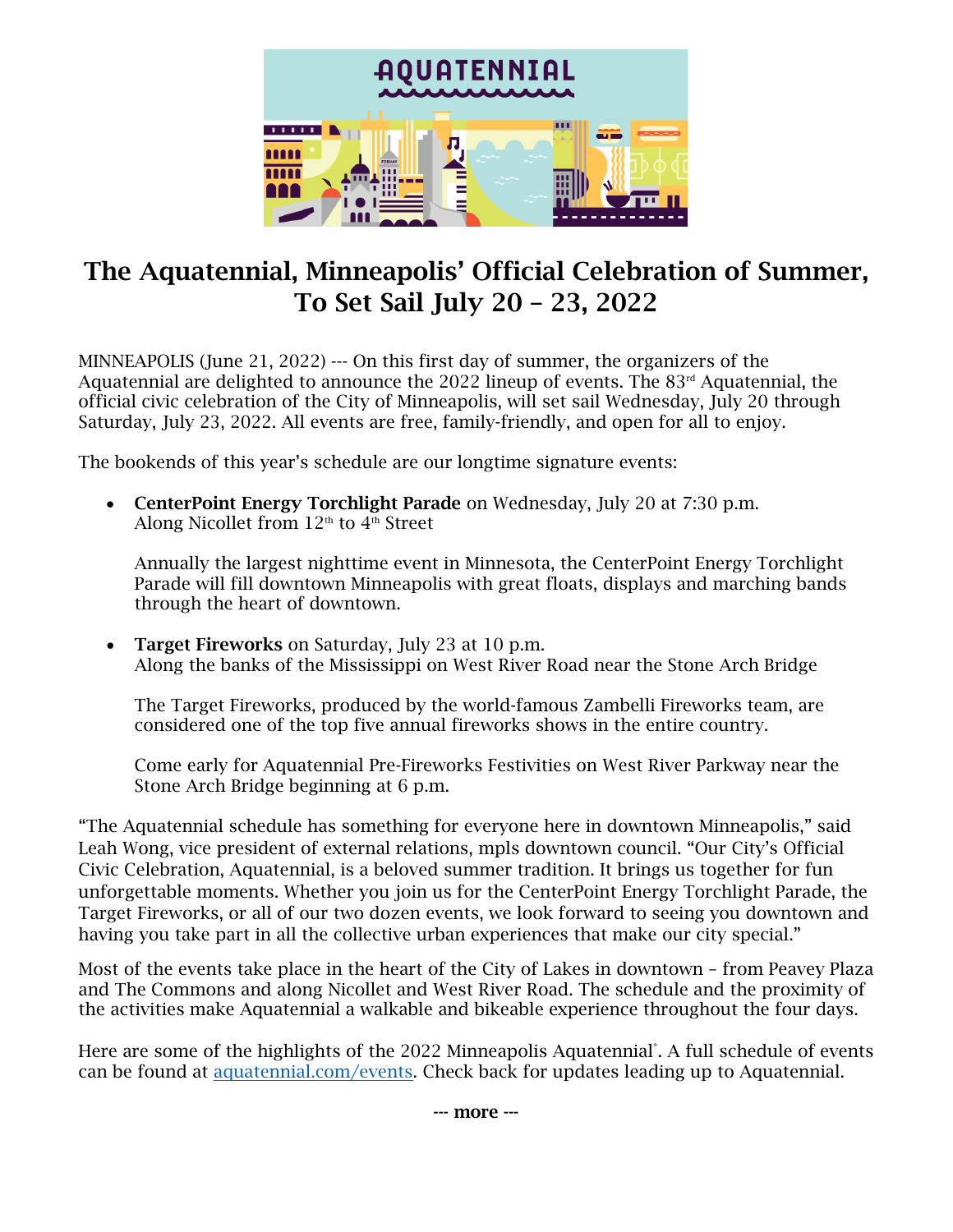# The Aquatennial, Minneapolis' Official Celebration of Summer, To Set Sail July 20 – 23, 2022

MINNEAPOLIS (June 21, 2022) --- On this first day of summer, the organizers of the Aquatennial are delighted to announce the 2022 lineup of events. The 83rd Aquatennial, the official civic celebration of the City of Minneapolis, will set sail Wednesday, July 20 through Saturday, July 23, 2022. All events are free, family-friendly, and open for all to enjoy.

The bookends of this year's schedule are our longtime signature events:

- **CenterPoint Energy Torchlight Parade** on Wednesday, July 20 at 7:30 p.m.
  Along Nicollet from 12th to 4th Street

  Annually the largest nighttime event in Minnesota, the CenterPoint Energy Torchlight Parade will fill downtown Minneapolis with great floats, displays and marching bands through the heart of downtown.

- **Target Fireworks** on Saturday, July 23 at 10 p.m.
  Along the banks of the Mississippi on West River Road near the Stone Arch Bridge

  The Target Fireworks, produced by the world-famous Zambelli Fireworks team, are considered one of the top five annual fireworks shows in the entire country.

  Come early for Aquatennial Pre-Fireworks Festivities on West River Parkway near the Stone Arch Bridge beginning at 6 p.m.

"The Aquatennial schedule has something for everyone here in downtown Minneapolis," said Leah Wong, vice president of external relations, mpls downtown council. "Our City's Official Civic Celebration, Aquatennial, is a beloved summer tradition. It brings us together for fun unforgettable moments. Whether you join us for the CenterPoint Energy Torchlight Parade, the Target Fireworks, or all of our two dozen events, we look forward to seeing you downtown and having you take part in all the collective urban experiences that make our city special."

Most of the events take place in the heart of the City of Lakes in downtown – from Peavey Plaza and The Commons and along Nicollet and West River Road. The schedule and the proximity of the activities make Aquatennial a walkable and bikeable experience throughout the four days.

Here are some of the highlights of the 2022 Minneapolis Aquatennial®. A full schedule of events can be found at [aquatennial.com/events](aquatennial.com/events). Check back for updates leading up to Aquatennial.

**--- more ---**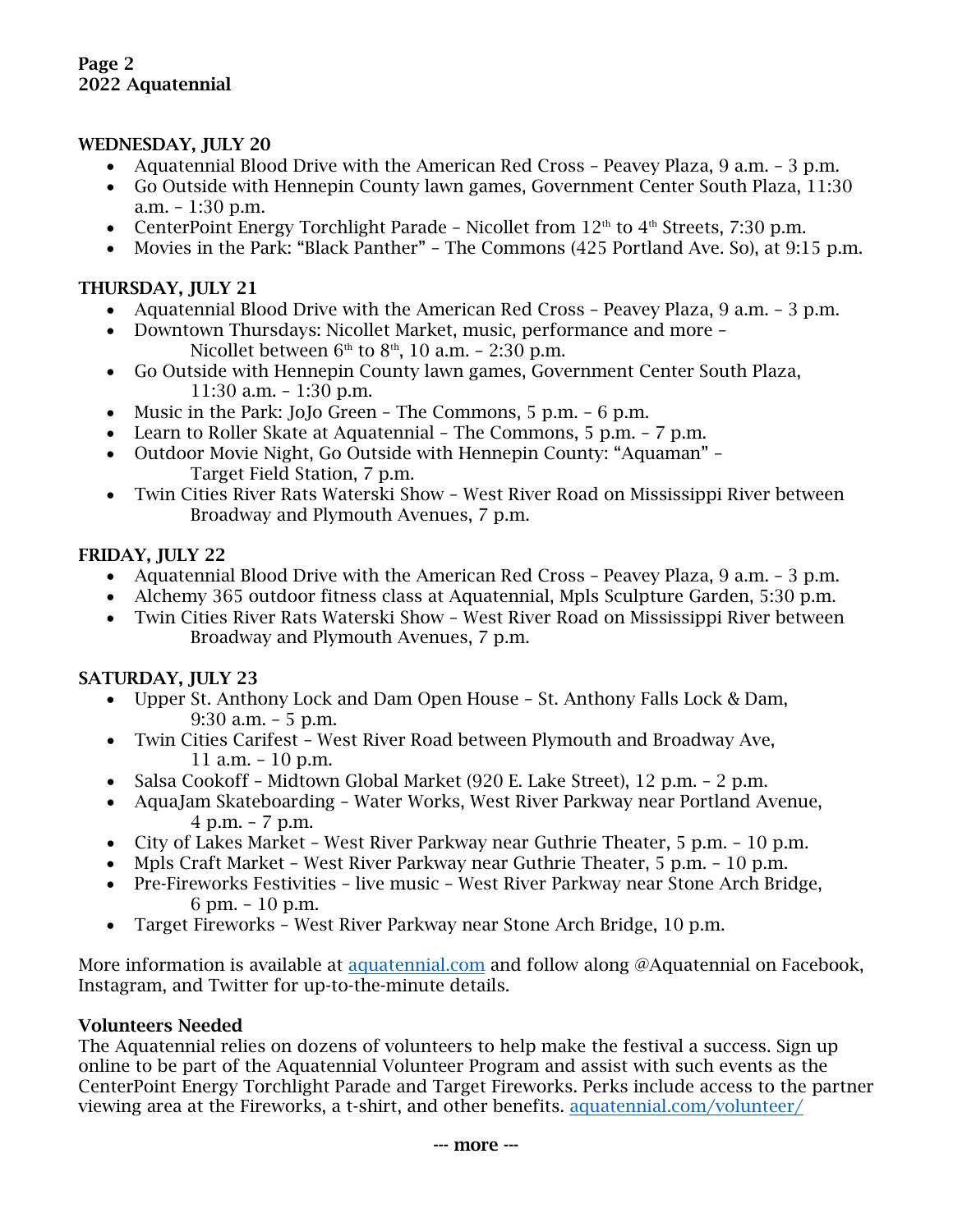## WEDNESDAY, JULY 20

- Aquatennial Blood Drive with the American Red Cross – Peavey Plaza, 9 a.m. – 3 p.m.
- Go Outside with Hennepin County lawn games, Government Center South Plaza, 11:30 a.m. – 1:30 p.m.
- CenterPoint Energy Torchlight Parade – Nicollet from 12th to 4th Streets, 7:30 p.m.
- Movies in the Park: "Black Panther" – The Commons (425 Portland Ave. So), at 9:15 p.m.

## THURSDAY, JULY 21

- Aquatennial Blood Drive with the American Red Cross – Peavey Plaza, 9 a.m. – 3 p.m.
- Downtown Thursdays: Nicollet Market, music, performance and more – Nicollet between 6th to 8th, 10 a.m. – 2:30 p.m.
- Go Outside with Hennepin County lawn games, Government Center South Plaza, 11:30 a.m. – 1:30 p.m.
- Music in the Park: JoJo Green – The Commons, 5 p.m. – 6 p.m.
- Learn to Roller Skate at Aquatennial – The Commons, 5 p.m. – 7 p.m.
- Outdoor Movie Night, Go Outside with Hennepin County: "Aquaman" – Target Field Station, 7 p.m.
- Twin Cities River Rats Waterski Show – West River Road on Mississippi River between Broadway and Plymouth Avenues, 7 p.m.

## FRIDAY, JULY 22

- Aquatennial Blood Drive with the American Red Cross – Peavey Plaza, 9 a.m. – 3 p.m.
- Alchemy 365 outdoor fitness class at Aquatennial, Mpls Sculpture Garden, 5:30 p.m.
- Twin Cities River Rats Waterski Show – West River Road on Mississippi River between Broadway and Plymouth Avenues, 7 p.m.

## SATURDAY, JULY 23

- Upper St. Anthony Lock and Dam Open House – St. Anthony Falls Lock & Dam, 9:30 a.m. – 5 p.m.
- Twin Cities Carifest – West River Road between Plymouth and Broadway Ave, 11 a.m. – 10 p.m.
- Salsa Cookoff – Midtown Global Market (920 E. Lake Street), 12 p.m. – 2 p.m.
- AquaJam Skateboarding – Water Works, West River Parkway near Portland Avenue, 4 p.m. – 7 p.m.
- City of Lakes Market – West River Parkway near Guthrie Theater, 5 p.m. – 10 p.m.
- Mpls Craft Market – West River Parkway near Guthrie Theater, 5 p.m. – 10 p.m.
- Pre-Fireworks Festivities – live music – West River Parkway near Stone Arch Bridge, 6 pm. – 10 p.m.
- Target Fireworks – West River Parkway near Stone Arch Bridge, 10 p.m.

More information is available at [aquatennial.com](aquatennial.com) and follow along @Aquatennial on Facebook, Instagram, and Twitter for up-to-the-minute details.

## Volunteers Needed

The Aquatennial relies on dozens of volunteers to help make the festival a success. Sign up online to be part of the Aquatennial Volunteer Program and assist with such events as the CenterPoint Energy Torchlight Parade and Target Fireworks. Perks include access to the partner viewing area at the Fireworks, a t-shirt, and other benefits. [aquatennial.com/volunteer/](aquatennial.com/volunteer/)

--- more ---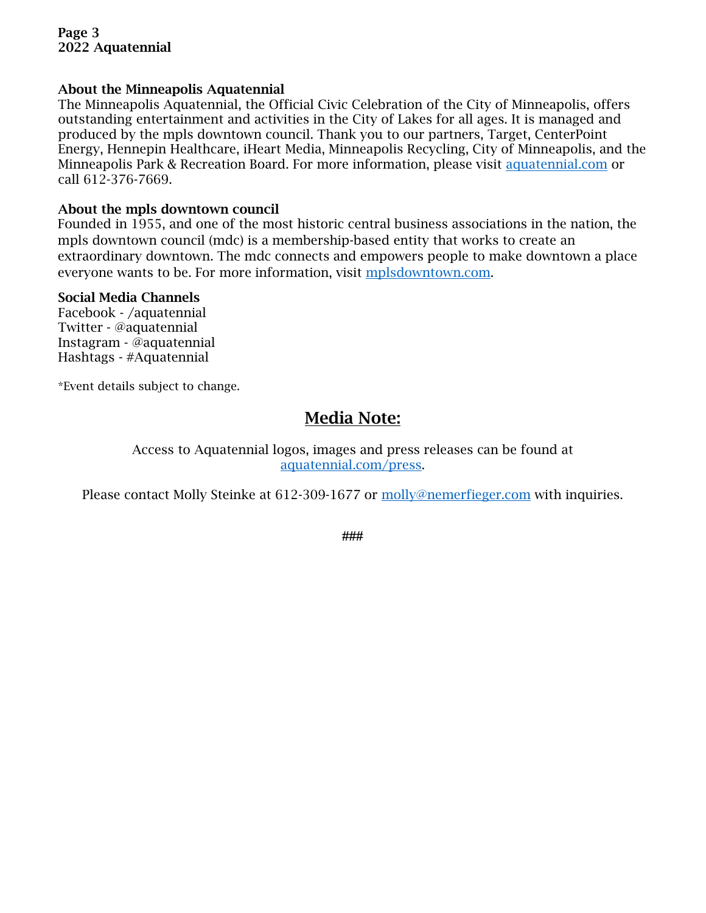**About the Minneapolis Aquatennial**
The Minneapolis Aquatennial, the Official Civic Celebration of the City of Minneapolis, offers outstanding entertainment and activities in the City of Lakes for all ages. It is managed and produced by the mpls downtown council. Thank you to our partners, Target, CenterPoint Energy, Hennepin Healthcare, iHeart Media, Minneapolis Recycling, City of Minneapolis, and the Minneapolis Park & Recreation Board. For more information, please visit [aquatennial.com](aquatennial.com) or call 612-376-7669.

**About the mpls downtown council**
Founded in 1955, and one of the most historic central business associations in the nation, the mpls downtown council (mdc) is a membership-based entity that works to create an extraordinary downtown. The mdc connects and empowers people to make downtown a place everyone wants to be. For more information, visit [mplsdowntown.com](mplsdowntown.com).

**Social Media Channels**
Facebook - /aquatennial
Twitter - @aquatennial
Instagram - @aquatennial
Hashtags - #Aquatennial

*Event details subject to change.

## Media Note:

Access to Aquatennial logos, images and press releases can be found at [aquatennial.com/press](aquatennial.com/press).

Please contact Molly Steinke at 612-309-1677 or [molly@nemerfieger.com](mailto:molly@nemerfieger.com) with inquiries.

###